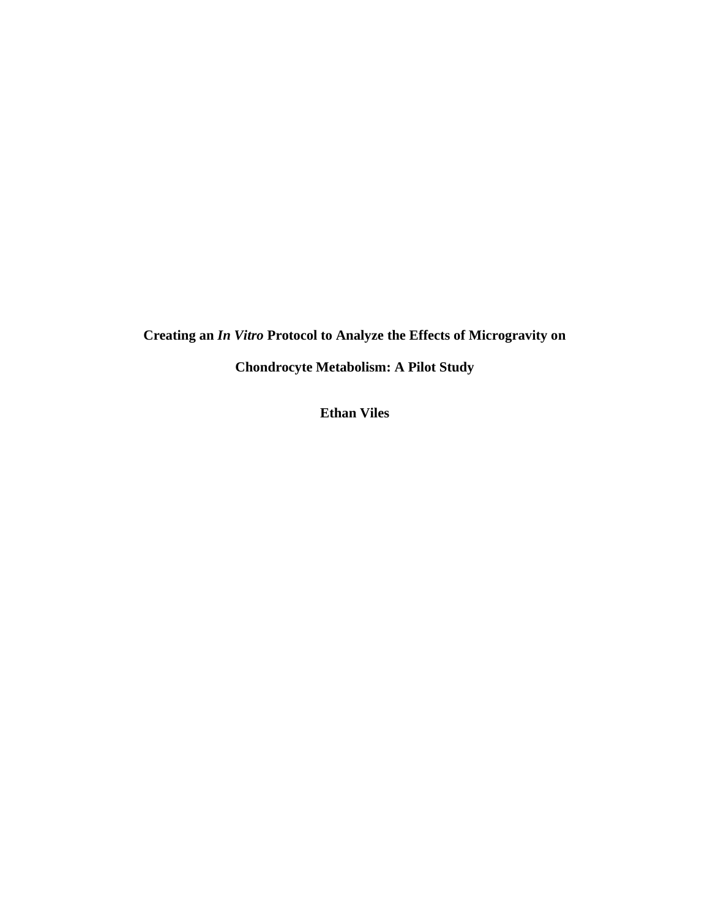# Creating an *In Vitro* Protocol to Analyze the Effects of Microgravity on Chondrocyte Metabolism: A Pilot Study

**Ethan Viles**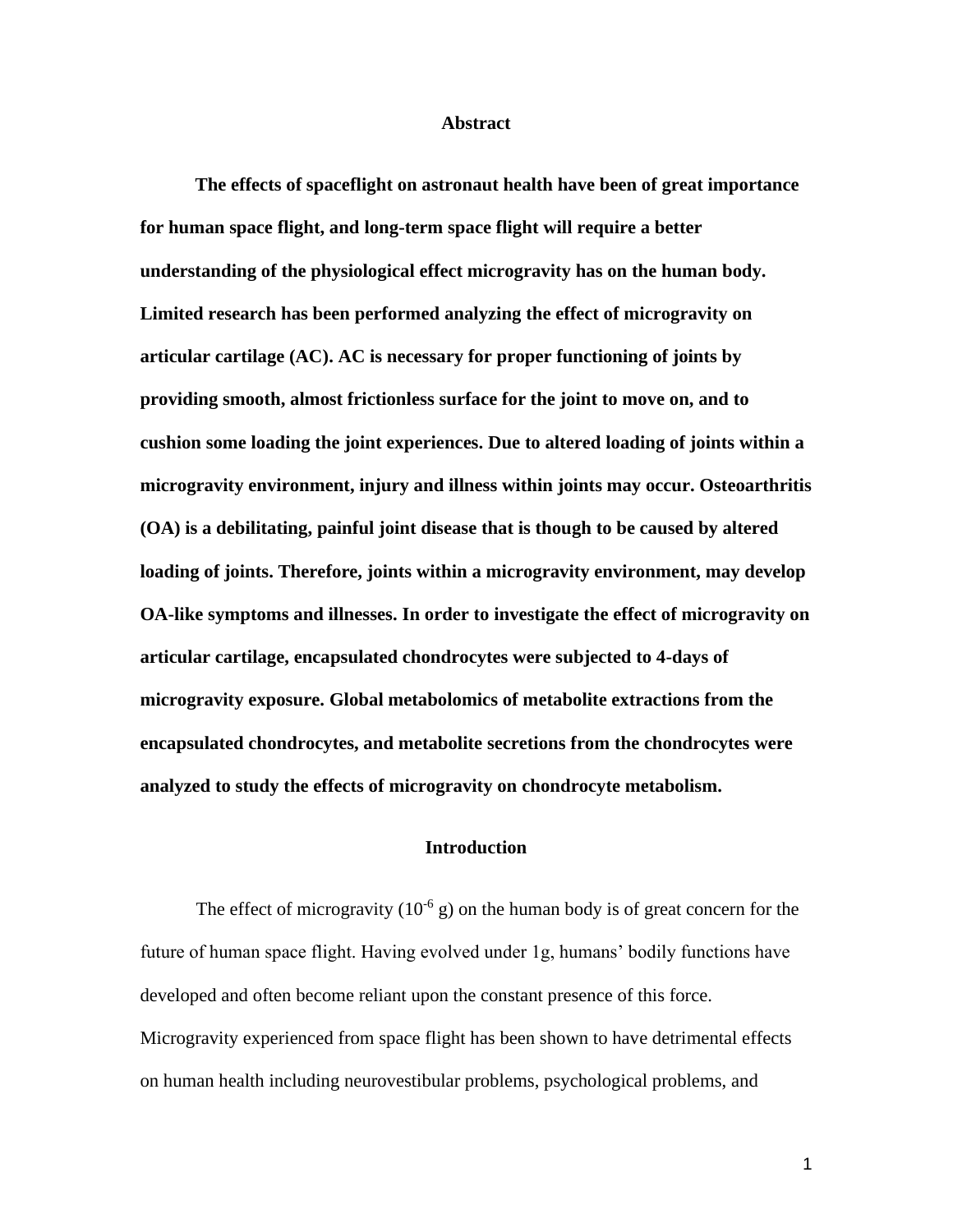## Abstract

**The effects of spaceflight on astronaut health have been of great importance for human space flight, and long-term space flight will require a better understanding of the physiological effect microgravity has on the human body. Limited research has been performed analyzing the effect of microgravity on articular cartilage (AC). AC is necessary for proper functioning of joints by providing smooth, almost frictionless surface for the joint to move on, and to cushion some loading the joint experiences. Due to altered loading of joints within a microgravity environment, injury and illness within joints may occur. Osteoarthritis (OA) is a debilitating, painful joint disease that is though to be caused by altered loading of joints. Therefore, joints within a microgravity environment, may develop OA-like symptoms and illnesses. In order to investigate the effect of microgravity on articular cartilage, encapsulated chondrocytes were subjected to 4-days of microgravity exposure. Global metabolomics of metabolite extractions from the encapsulated chondrocytes, and metabolite secretions from the chondrocytes were analyzed to study the effects of microgravity on chondrocyte metabolism.**

## Introduction

The effect of microgravity ($10^{-6}$ g) on the human body is of great concern for the future of human space flight. Having evolved under 1g, humans' bodily functions have developed and often become reliant upon the constant presence of this force. Microgravity experienced from space flight has been shown to have detrimental effects on human health including neurovestibular problems, psychological problems, and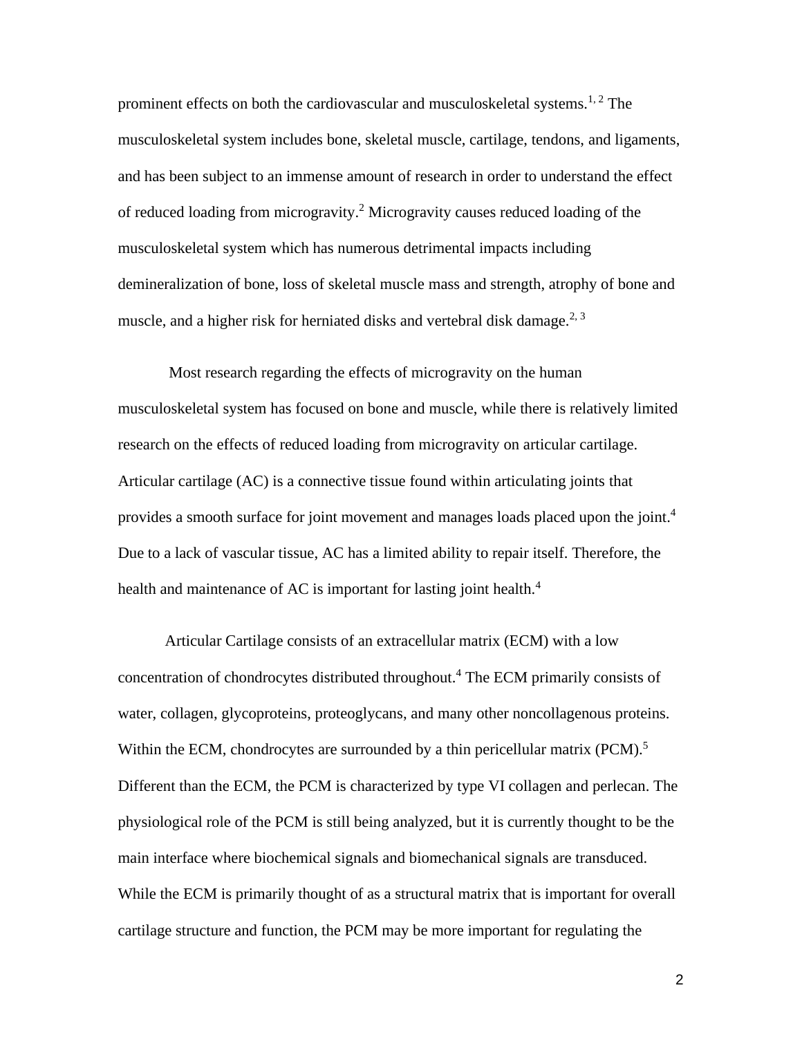prominent effects on both the cardiovascular and musculoskeletal systems.[1, 2] The musculoskeletal system includes bone, skeletal muscle, cartilage, tendons, and ligaments, and has been subject to an immense amount of research in order to understand the effect of reduced loading from microgravity.[2] Microgravity causes reduced loading of the musculoskeletal system which has numerous detrimental impacts including demineralization of bone, loss of skeletal muscle mass and strength, atrophy of bone and muscle, and a higher risk for herniated disks and vertebral disk damage.[2, 3]

Most research regarding the effects of microgravity on the human musculoskeletal system has focused on bone and muscle, while there is relatively limited research on the effects of reduced loading from microgravity on articular cartilage. Articular cartilage (AC) is a connective tissue found within articulating joints that provides a smooth surface for joint movement and manages loads placed upon the joint.[4] Due to a lack of vascular tissue, AC has a limited ability to repair itself. Therefore, the health and maintenance of AC is important for lasting joint health.[4]

Articular Cartilage consists of an extracellular matrix (ECM) with a low concentration of chondrocytes distributed throughout.[4] The ECM primarily consists of water, collagen, glycoproteins, proteoglycans, and many other noncollagenous proteins. Within the ECM, chondrocytes are surrounded by a thin pericellular matrix (PCM).[5] Different than the ECM, the PCM is characterized by type VI collagen and perlecan. The physiological role of the PCM is still being analyzed, but it is currently thought to be the main interface where biochemical signals and biomechanical signals are transduced. While the ECM is primarily thought of as a structural matrix that is important for overall cartilage structure and function, the PCM may be more important for regulating the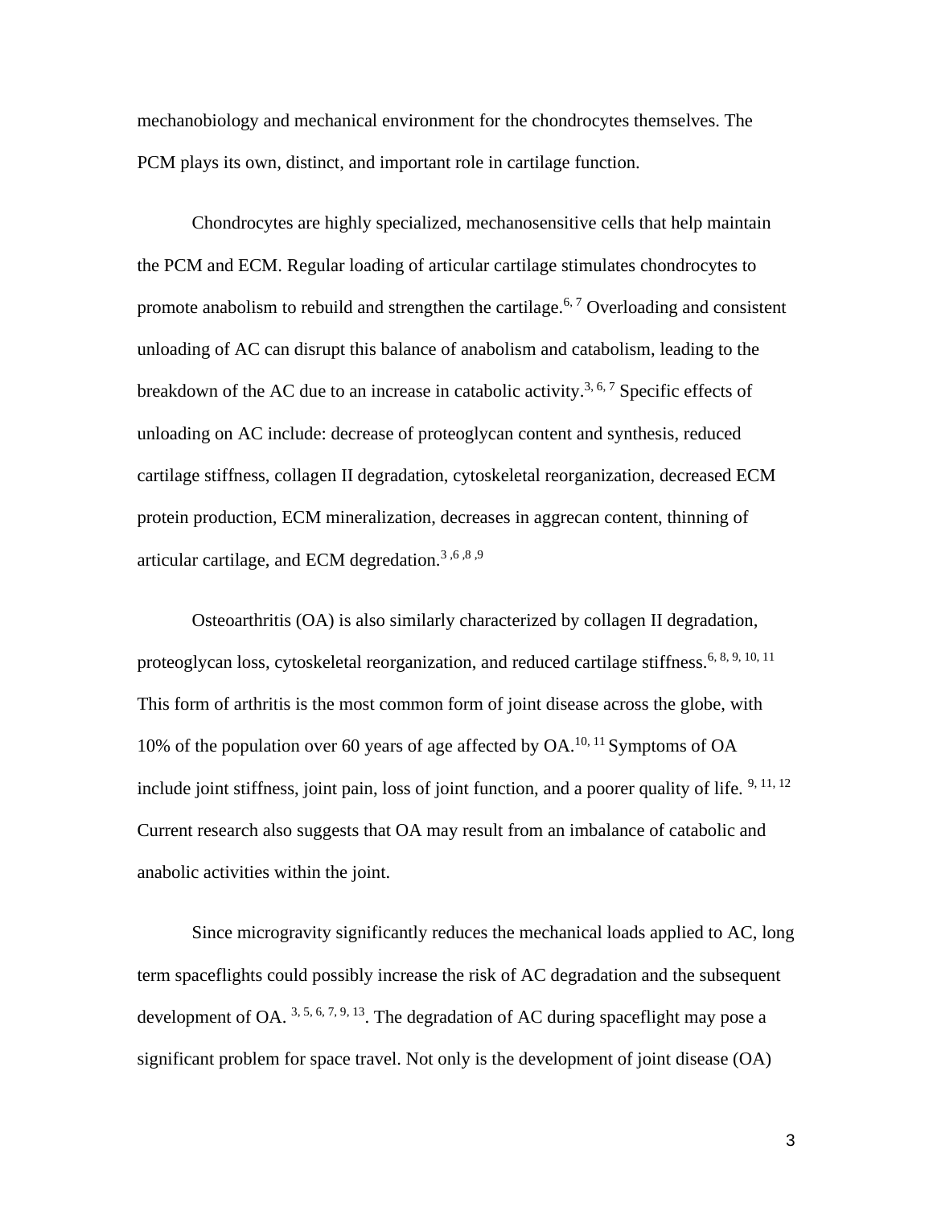mechanobiology and mechanical environment for the chondrocytes themselves. The PCM plays its own, distinct, and important role in cartilage function.

Chondrocytes are highly specialized, mechanosensitive cells that help maintain the PCM and ECM. Regular loading of articular cartilage stimulates chondrocytes to promote anabolism to rebuild and strengthen the cartilage.[6, 7] Overloading and consistent unloading of AC can disrupt this balance of anabolism and catabolism, leading to the breakdown of the AC due to an increase in catabolic activity.[3, 6, 7] Specific effects of unloading on AC include: decrease of proteoglycan content and synthesis, reduced cartilage stiffness, collagen II degradation, cytoskeletal reorganization, decreased ECM protein production, ECM mineralization, decreases in aggrecan content, thinning of articular cartilage, and ECM degredation.[3 ,6 ,8 ,9]

Osteoarthritis (OA) is also similarly characterized by collagen II degradation, proteoglycan loss, cytoskeletal reorganization, and reduced cartilage stiffness.[6, 8, 9, 10, 11] This form of arthritis is the most common form of joint disease across the globe, with 10% of the population over 60 years of age affected by OA.[10, 11] Symptoms of OA include joint stiffness, joint pain, loss of joint function, and a poorer quality of life. [9, 11, 12] Current research also suggests that OA may result from an imbalance of catabolic and anabolic activities within the joint.

Since microgravity significantly reduces the mechanical loads applied to AC, long term spaceflights could possibly increase the risk of AC degradation and the subsequent development of OA. [3, 5, 6, 7, 9, 13]. The degradation of AC during spaceflight may pose a significant problem for space travel. Not only is the development of joint disease (OA)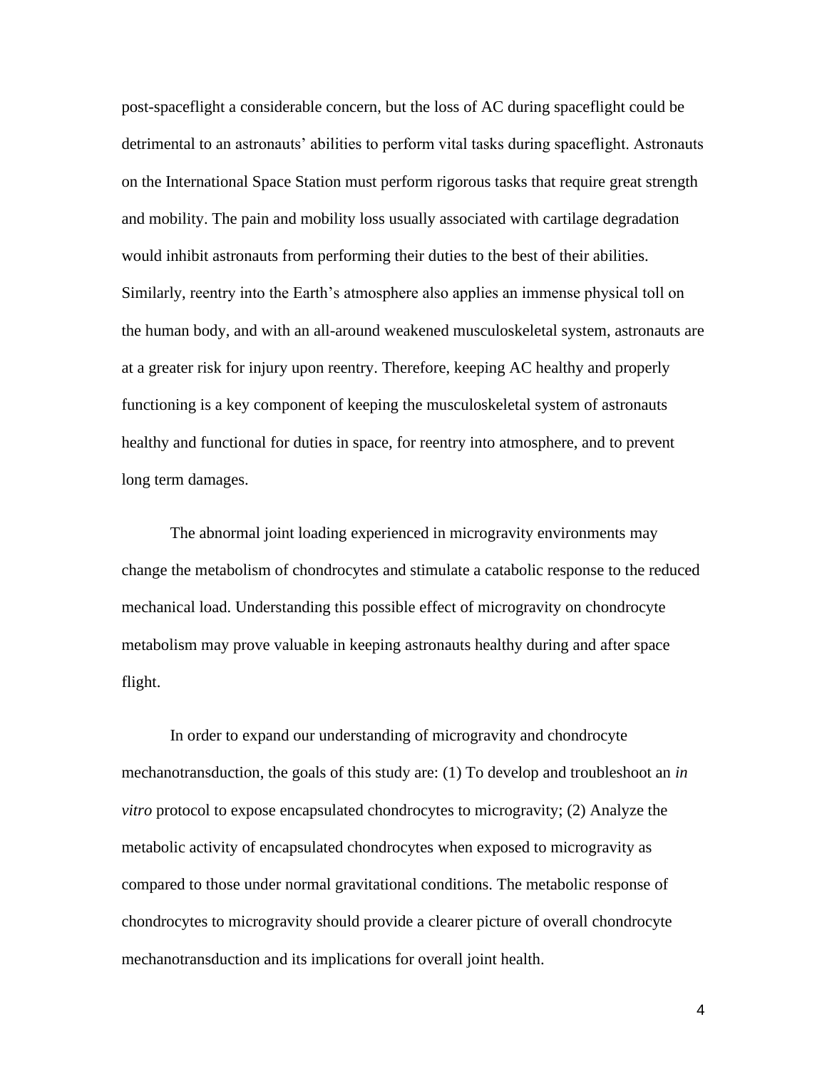post-spaceflight a considerable concern, but the loss of AC during spaceflight could be detrimental to an astronauts' abilities to perform vital tasks during spaceflight. Astronauts on the International Space Station must perform rigorous tasks that require great strength and mobility. The pain and mobility loss usually associated with cartilage degradation would inhibit astronauts from performing their duties to the best of their abilities. Similarly, reentry into the Earth's atmosphere also applies an immense physical toll on the human body, and with an all-around weakened musculoskeletal system, astronauts are at a greater risk for injury upon reentry. Therefore, keeping AC healthy and properly functioning is a key component of keeping the musculoskeletal system of astronauts healthy and functional for duties in space, for reentry into atmosphere, and to prevent long term damages.

The abnormal joint loading experienced in microgravity environments may change the metabolism of chondrocytes and stimulate a catabolic response to the reduced mechanical load. Understanding this possible effect of microgravity on chondrocyte metabolism may prove valuable in keeping astronauts healthy during and after space flight.

In order to expand our understanding of microgravity and chondrocyte mechanotransduction, the goals of this study are: (1) To develop and troubleshoot an *in vitro* protocol to expose encapsulated chondrocytes to microgravity; (2) Analyze the metabolic activity of encapsulated chondrocytes when exposed to microgravity as compared to those under normal gravitational conditions. The metabolic response of chondrocytes to microgravity should provide a clearer picture of overall chondrocyte mechanotransduction and its implications for overall joint health.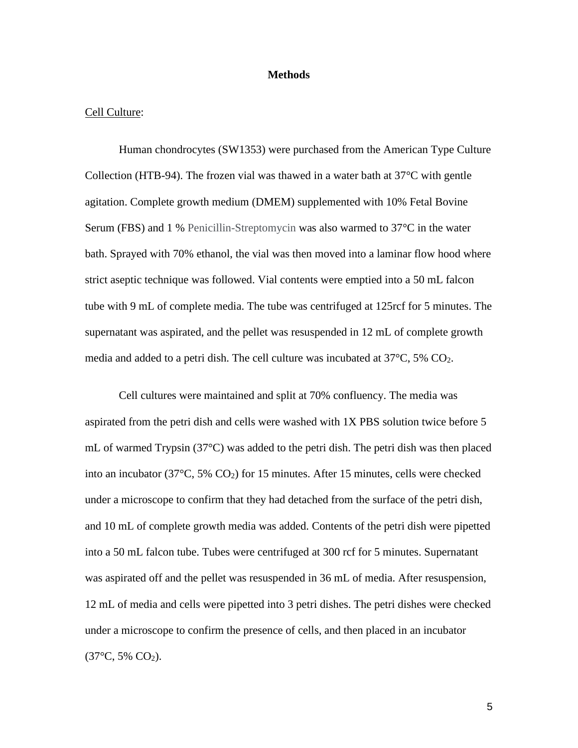# Methods

<u>Cell Culture</u>:

Human chondrocytes (SW1353) were purchased from the American Type Culture Collection (HTB-94). The frozen vial was thawed in a water bath at 37°C with gentle agitation. Complete growth medium (DMEM) supplemented with 10% Fetal Bovine Serum (FBS) and 1 % Penicillin-Streptomycin was also warmed to 37°C in the water bath. Sprayed with 70% ethanol, the vial was then moved into a laminar flow hood where strict aseptic technique was followed. Vial contents were emptied into a 50 mL falcon tube with 9 mL of complete media. The tube was centrifuged at 125rcf for 5 minutes. The supernatant was aspirated, and the pellet was resuspended in 12 mL of complete growth media and added to a petri dish. The cell culture was incubated at 37°C, 5% $CO_2$.

Cell cultures were maintained and split at 70% confluency. The media was aspirated from the petri dish and cells were washed with 1X PBS solution twice before 5 mL of warmed Trypsin (37°C) was added to the petri dish. The petri dish was then placed into an incubator (37°C, 5% $CO_2$) for 15 minutes. After 15 minutes, cells were checked under a microscope to confirm that they had detached from the surface of the petri dish, and 10 mL of complete growth media was added. Contents of the petri dish were pipetted into a 50 mL falcon tube. Tubes were centrifuged at 300 rcf for 5 minutes. Supernatant was aspirated off and the pellet was resuspended in 36 mL of media. After resuspension, 12 mL of media and cells were pipetted into 3 petri dishes. The petri dishes were checked under a microscope to confirm the presence of cells, and then placed in an incubator (37°C, 5% $CO_2$).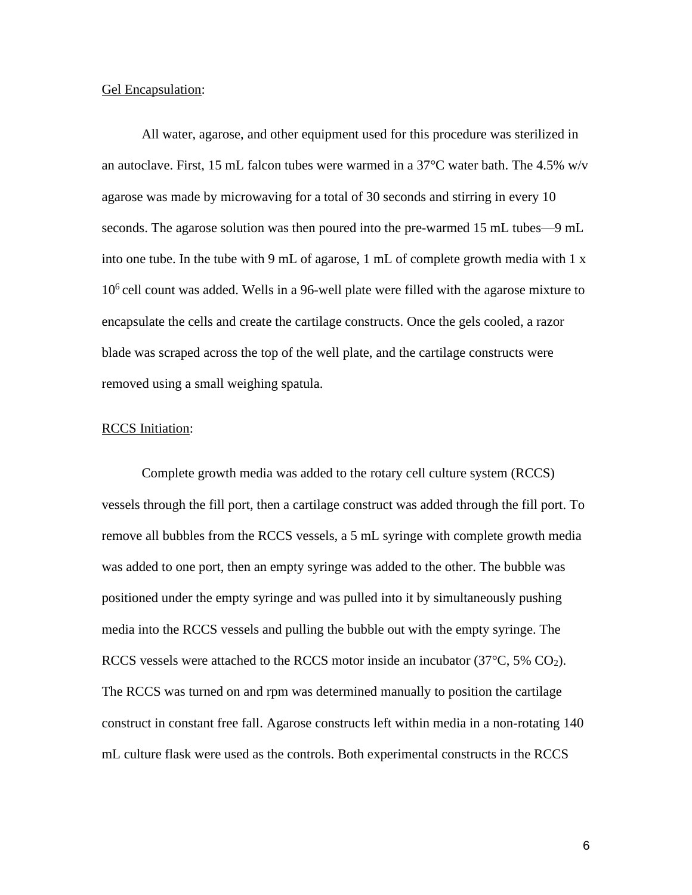Gel Encapsulation:

All water, agarose, and other equipment used for this procedure was sterilized in an autoclave. First, 15 mL falcon tubes were warmed in a 37°C water bath. The 4.5% w/v agarose was made by microwaving for a total of 30 seconds and stirring in every 10 seconds. The agarose solution was then poured into the pre-warmed 15 mL tubes—9 mL into one tube. In the tube with 9 mL of agarose, 1 mL of complete growth media with 1 x $10^6$ cell count was added. Wells in a 96-well plate were filled with the agarose mixture to encapsulate the cells and create the cartilage constructs. Once the gels cooled, a razor blade was scraped across the top of the well plate, and the cartilage constructs were removed using a small weighing spatula.

RCCS Initiation:

Complete growth media was added to the rotary cell culture system (RCCS) vessels through the fill port, then a cartilage construct was added through the fill port. To remove all bubbles from the RCCS vessels, a 5 mL syringe with complete growth media was added to one port, then an empty syringe was added to the other. The bubble was positioned under the empty syringe and was pulled into it by simultaneously pushing media into the RCCS vessels and pulling the bubble out with the empty syringe. The RCCS vessels were attached to the RCCS motor inside an incubator (37°C, 5% $CO_2$). The RCCS was turned on and rpm was determined manually to position the cartilage construct in constant free fall. Agarose constructs left within media in a non-rotating 140 mL culture flask were used as the controls. Both experimental constructs in the RCCS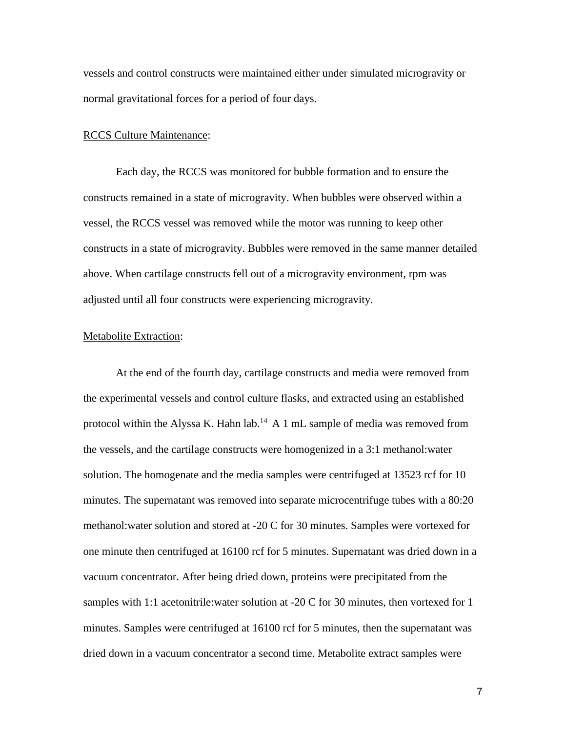vessels and control constructs were maintained either under simulated microgravity or normal gravitational forces for a period of four days.

RCCS Culture Maintenance:

Each day, the RCCS was monitored for bubble formation and to ensure the constructs remained in a state of microgravity. When bubbles were observed within a vessel, the RCCS vessel was removed while the motor was running to keep other constructs in a state of microgravity. Bubbles were removed in the same manner detailed above. When cartilage constructs fell out of a microgravity environment, rpm was adjusted until all four constructs were experiencing microgravity.

Metabolite Extraction:

At the end of the fourth day, cartilage constructs and media were removed from the experimental vessels and control culture flasks, and extracted using an established protocol within the Alyssa K. Hahn lab.[14] A 1 mL sample of media was removed from the vessels, and the cartilage constructs were homogenized in a 3:1 methanol:water solution. The homogenate and the media samples were centrifuged at 13523 rcf for 10 minutes. The supernatant was removed into separate microcentrifuge tubes with a 80:20 methanol:water solution and stored at -20 C for 30 minutes. Samples were vortexed for one minute then centrifuged at 16100 rcf for 5 minutes. Supernatant was dried down in a vacuum concentrator. After being dried down, proteins were precipitated from the samples with 1:1 acetonitrile:water solution at -20 C for 30 minutes, then vortexed for 1 minutes. Samples were centrifuged at 16100 rcf for 5 minutes, then the supernatant was dried down in a vacuum concentrator a second time. Metabolite extract samples were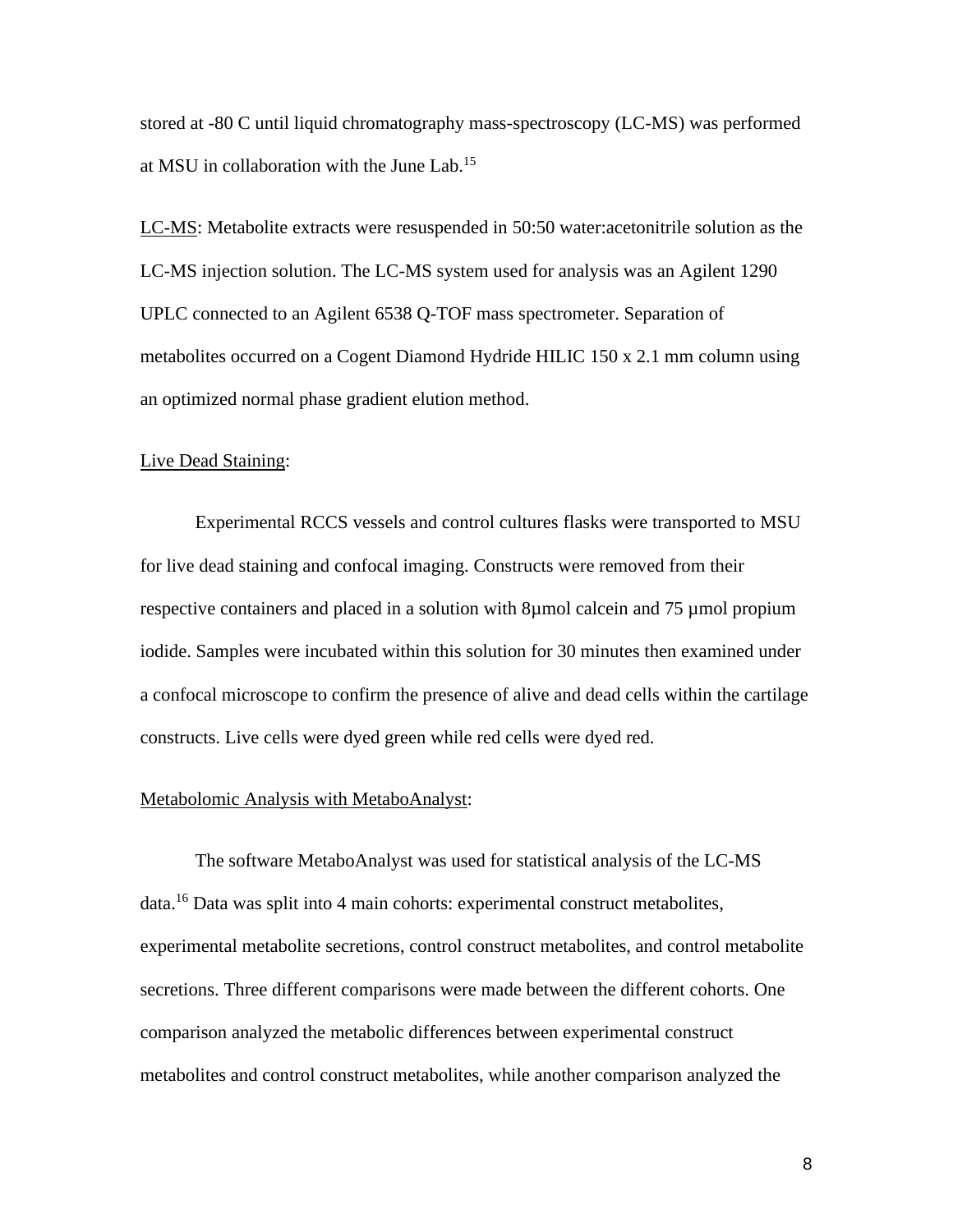stored at -80 C until liquid chromatography mass-spectroscopy (LC-MS) was performed at MSU in collaboration with the June Lab.[15]

LC-MS: Metabolite extracts were resuspended in 50:50 water:acetonitrile solution as the LC-MS injection solution. The LC-MS system used for analysis was an Agilent 1290 UPLC connected to an Agilent 6538 Q-TOF mass spectrometer. Separation of metabolites occurred on a Cogent Diamond Hydride HILIC 150 x 2.1 mm column using an optimized normal phase gradient elution method.

Live Dead Staining:

Experimental RCCS vessels and control cultures flasks were transported to MSU for live dead staining and confocal imaging. Constructs were removed from their respective containers and placed in a solution with 8µmol calcein and 75 µmol propium iodide. Samples were incubated within this solution for 30 minutes then examined under a confocal microscope to confirm the presence of alive and dead cells within the cartilage constructs. Live cells were dyed green while red cells were dyed red.

Metabolomic Analysis with MetaboAnalyst:

The software MetaboAnalyst was used for statistical analysis of the LC-MS data.[16] Data was split into 4 main cohorts: experimental construct metabolites, experimental metabolite secretions, control construct metabolites, and control metabolite secretions. Three different comparisons were made between the different cohorts. One comparison analyzed the metabolic differences between experimental construct metabolites and control construct metabolites, while another comparison analyzed the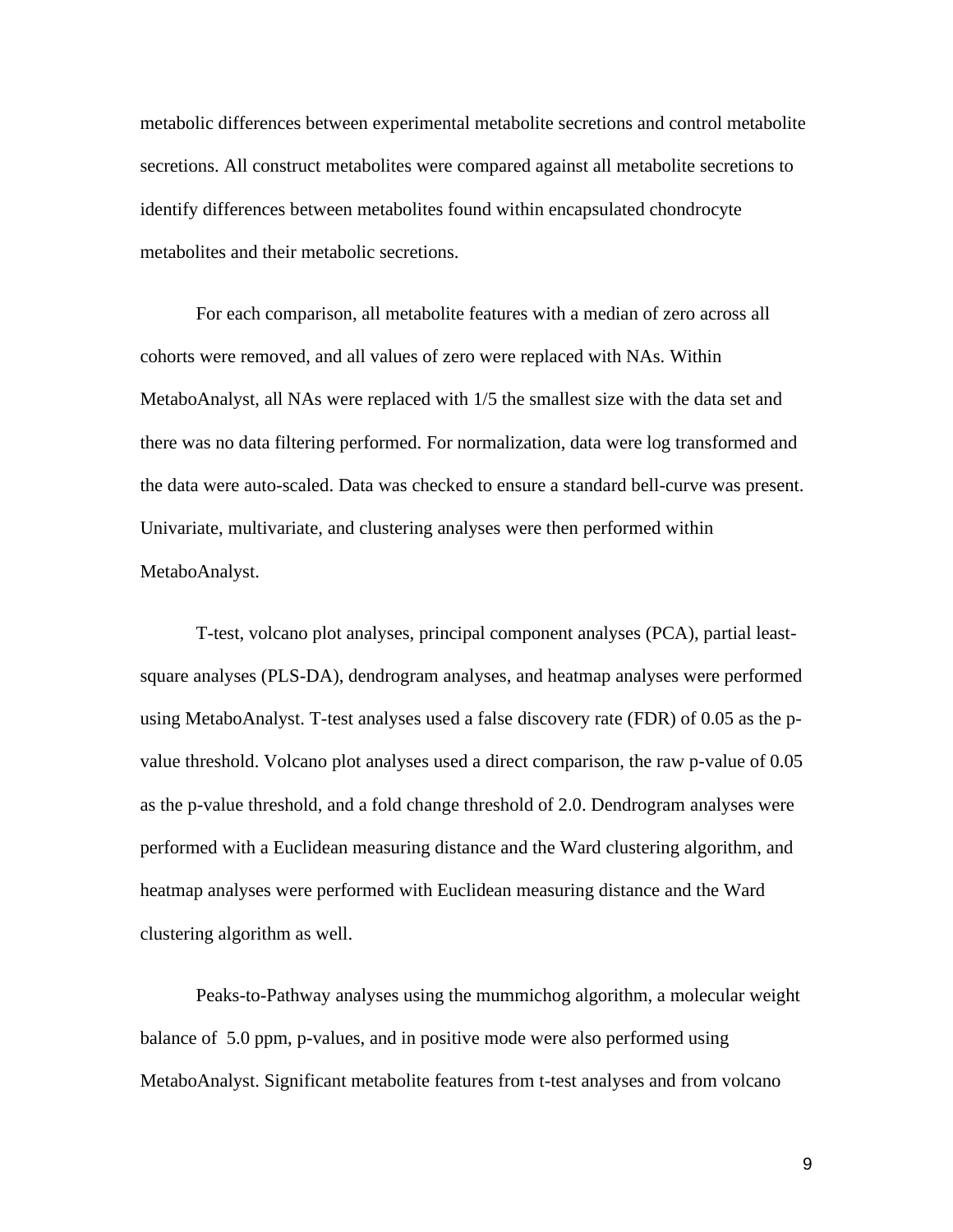metabolic differences between experimental metabolite secretions and control metabolite secretions. All construct metabolites were compared against all metabolite secretions to identify differences between metabolites found within encapsulated chondrocyte metabolites and their metabolic secretions.

For each comparison, all metabolite features with a median of zero across all cohorts were removed, and all values of zero were replaced with NAs. Within MetaboAnalyst, all NAs were replaced with 1/5 the smallest size with the data set and there was no data filtering performed. For normalization, data were log transformed and the data were auto-scaled. Data was checked to ensure a standard bell-curve was present. Univariate, multivariate, and clustering analyses were then performed within MetaboAnalyst.

T-test, volcano plot analyses, principal component analyses (PCA), partial least-square analyses (PLS-DA), dendrogram analyses, and heatmap analyses were performed using MetaboAnalyst. T-test analyses used a false discovery rate (FDR) of 0.05 as the p-value threshold. Volcano plot analyses used a direct comparison, the raw p-value of 0.05 as the p-value threshold, and a fold change threshold of 2.0. Dendrogram analyses were performed with a Euclidean measuring distance and the Ward clustering algorithm, and heatmap analyses were performed with Euclidean measuring distance and the Ward clustering algorithm as well.

Peaks-to-Pathway analyses using the mummichog algorithm, a molecular weight balance of 5.0 ppm, p-values, and in positive mode were also performed using MetaboAnalyst. Significant metabolite features from t-test analyses and from volcano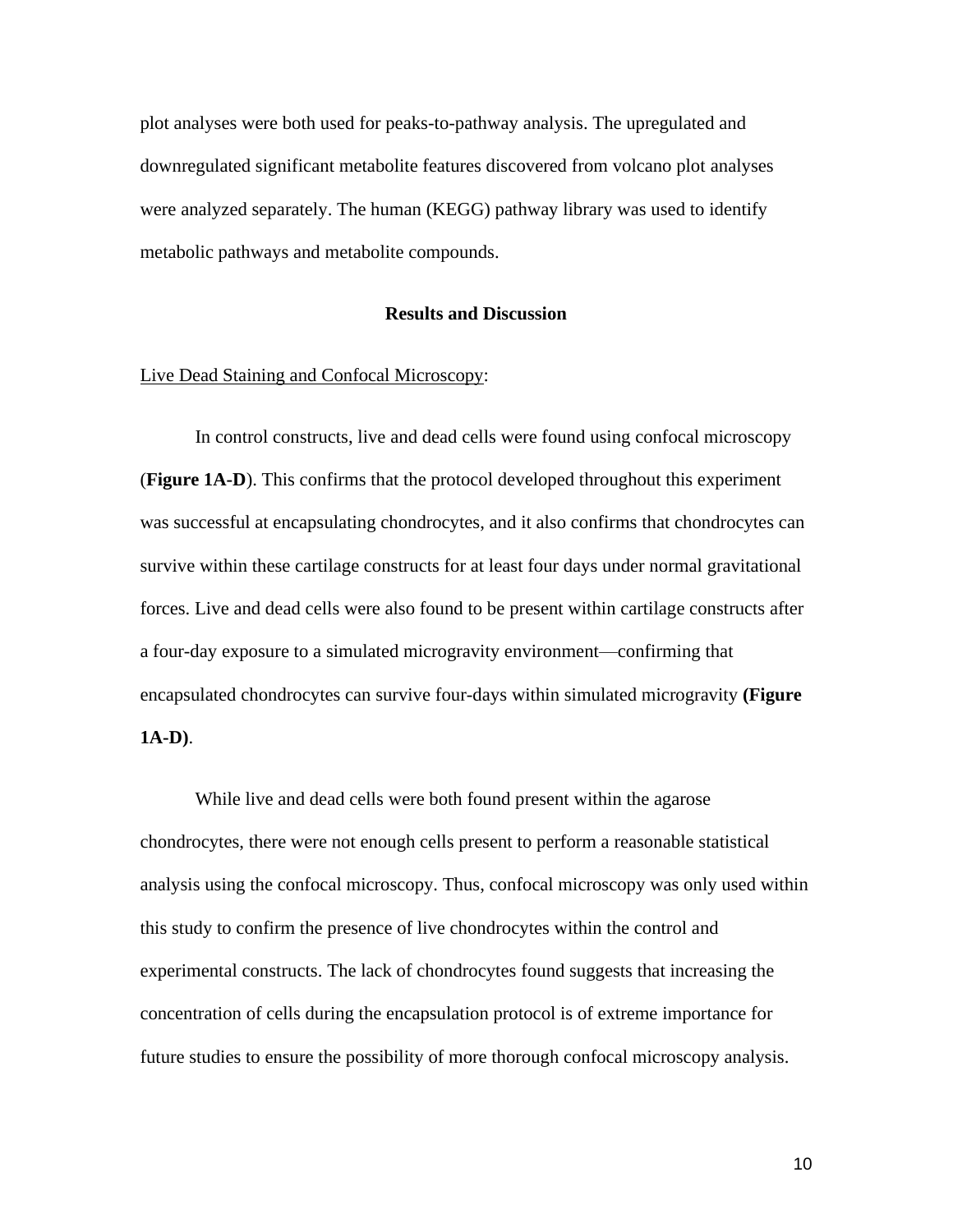plot analyses were both used for peaks-to-pathway analysis. The upregulated and downregulated significant metabolite features discovered from volcano plot analyses were analyzed separately. The human (KEGG) pathway library was used to identify metabolic pathways and metabolite compounds.

## Results and Discussion

Live Dead Staining and Confocal Microscopy:

In control constructs, live and dead cells were found using confocal microscopy (**Figure 1A-D**). This confirms that the protocol developed throughout this experiment was successful at encapsulating chondrocytes, and it also confirms that chondrocytes can survive within these cartilage constructs for at least four days under normal gravitational forces. Live and dead cells were also found to be present within cartilage constructs after a four-day exposure to a simulated microgravity environment—confirming that encapsulated chondrocytes can survive four-days within simulated microgravity **(Figure 1A-D)**.

While live and dead cells were both found present within the agarose chondrocytes, there were not enough cells present to perform a reasonable statistical analysis using the confocal microscopy. Thus, confocal microscopy was only used within this study to confirm the presence of live chondrocytes within the control and experimental constructs. The lack of chondrocytes found suggests that increasing the concentration of cells during the encapsulation protocol is of extreme importance for future studies to ensure the possibility of more thorough confocal microscopy analysis.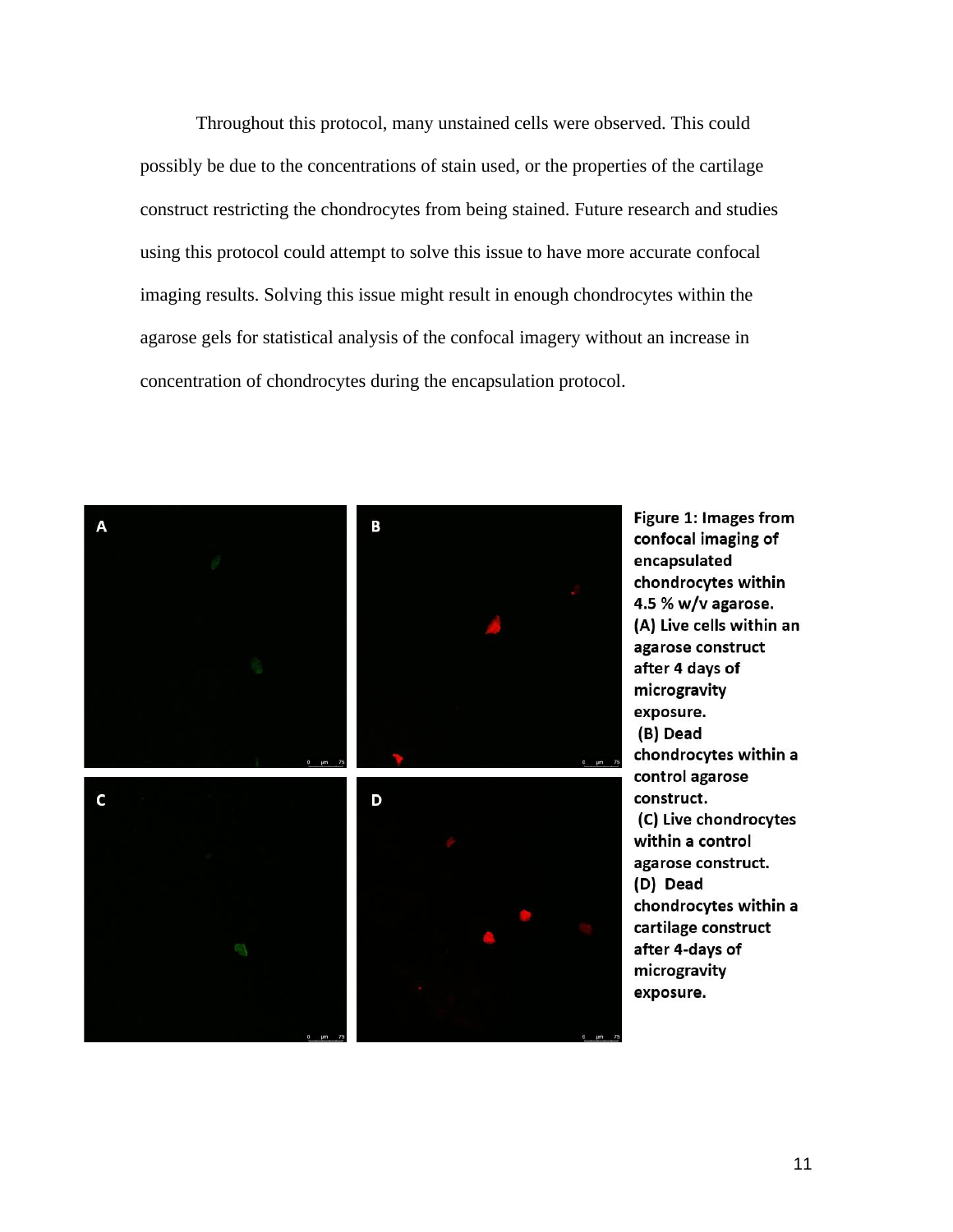Throughout this protocol, many unstained cells were observed. This could possibly be due to the concentrations of stain used, or the properties of the cartilage construct restricting the chondrocytes from being stained. Future research and studies using this protocol could attempt to solve this issue to have more accurate confocal imaging results. Solving this issue might result in enough chondrocytes within the agarose gels for statistical analysis of the confocal imagery without an increase in concentration of chondrocytes during the encapsulation protocol.

**Figure 1: Images from confocal imaging of encapsulated chondrocytes within 4.5 % w/v agarose. (A) Live cells within an agarose construct after 4 days of microgravity exposure. (B) Dead chondrocytes within a control agarose construct. (C) Live chondrocytes within a control agarose construct. (D) Dead chondrocytes within a cartilage construct after 4-days of microgravity exposure.**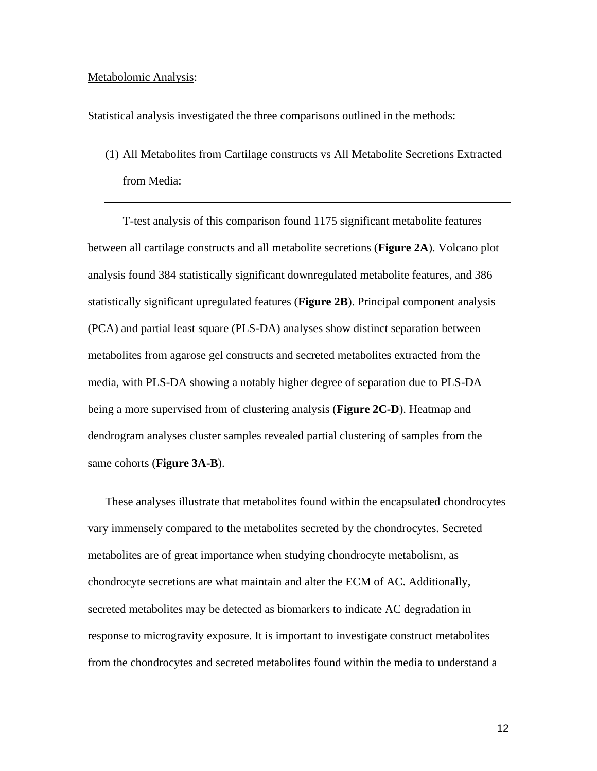Metabolomic Analysis:

Statistical analysis investigated the three comparisons outlined in the methods:

(1) All Metabolites from Cartilage constructs vs All Metabolite Secretions Extracted from Media:

---

T-test analysis of this comparison found 1175 significant metabolite features between all cartilage constructs and all metabolite secretions (**Figure 2A**). Volcano plot analysis found 384 statistically significant downregulated metabolite features, and 386 statistically significant upregulated features (**Figure 2B**). Principal component analysis (PCA) and partial least square (PLS-DA) analyses show distinct separation between metabolites from agarose gel constructs and secreted metabolites extracted from the media, with PLS-DA showing a notably higher degree of separation due to PLS-DA being a more supervised from of clustering analysis (**Figure 2C-D**). Heatmap and dendrogram analyses cluster samples revealed partial clustering of samples from the same cohorts (**Figure 3A-B**).

These analyses illustrate that metabolites found within the encapsulated chondrocytes vary immensely compared to the metabolites secreted by the chondrocytes. Secreted metabolites are of great importance when studying chondrocyte metabolism, as chondrocyte secretions are what maintain and alter the ECM of AC. Additionally, secreted metabolites may be detected as biomarkers to indicate AC degradation in response to microgravity exposure. It is important to investigate construct metabolites from the chondrocytes and secreted metabolites found within the media to understand a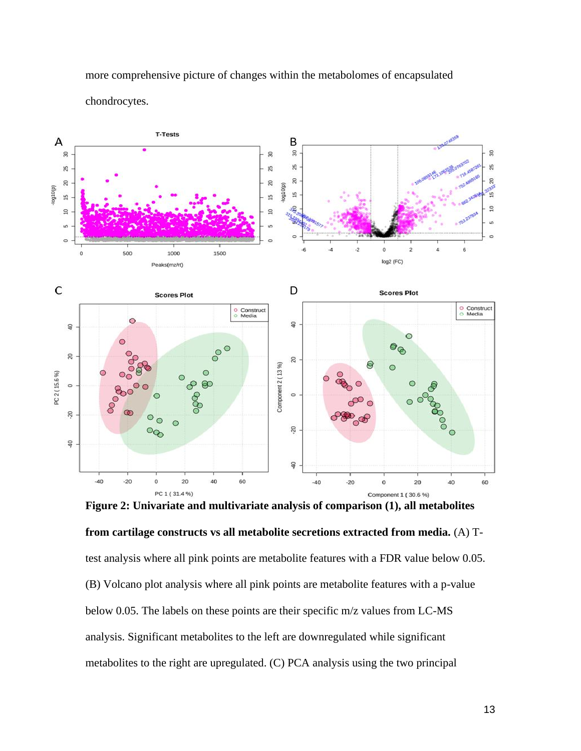more comprehensive picture of changes within the metabolomes of encapsulated chondrocytes.

**Figure 2: Univariate and multivariate analysis of comparison (1), all metabolites from cartilage constructs vs all metabolite secretions extracted from media.** (A) T-test analysis where all pink points are metabolite features with a FDR value below 0.05. (B) Volcano plot analysis where all pink points are metabolite features with a p-value below 0.05. The labels on these points are their specific m/z values from LC-MS analysis. Significant metabolites to the left are downregulated while significant metabolites to the right are upregulated. (C) PCA analysis using the two principal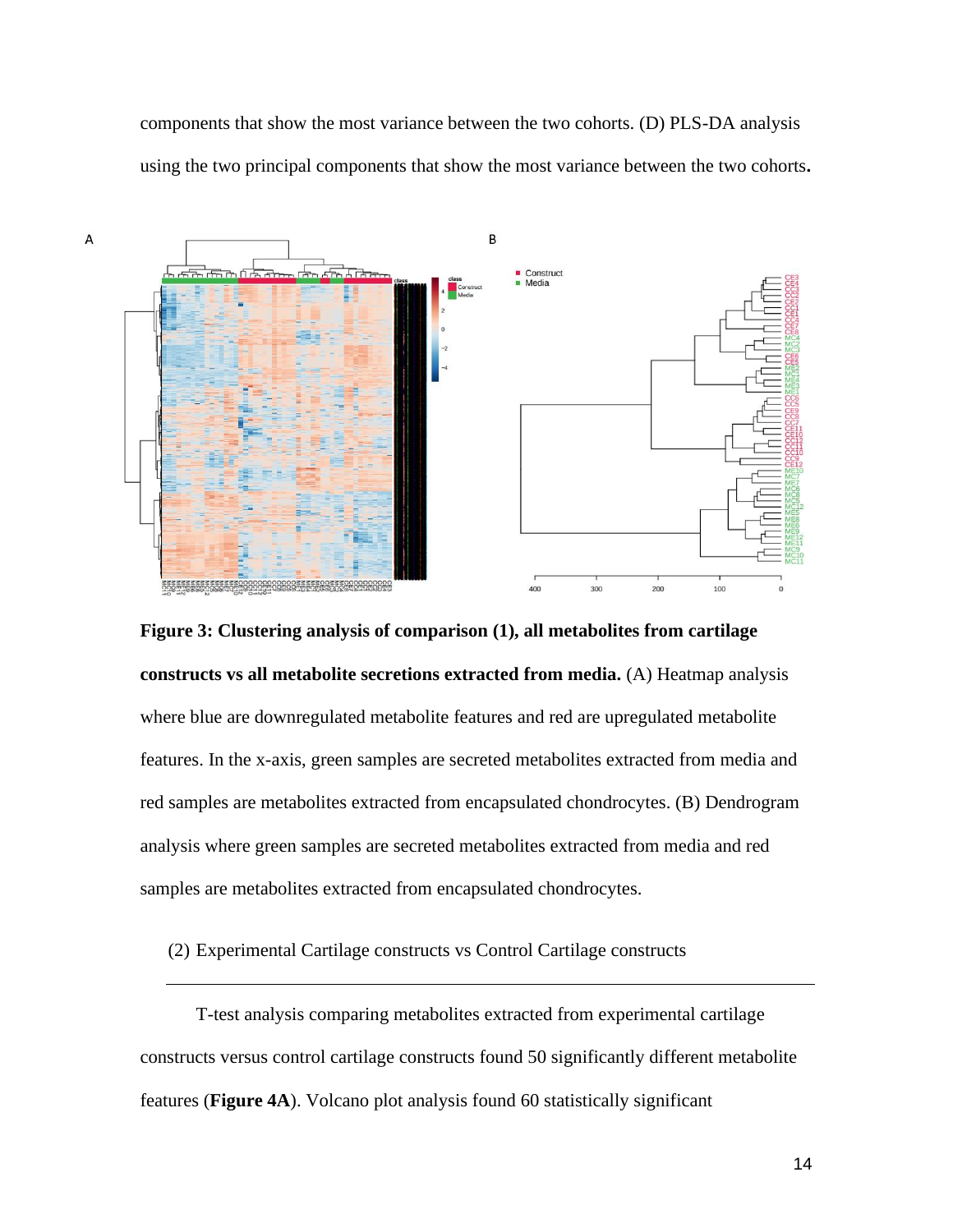components that show the most variance between the two cohorts. (D) PLS-DA analysis using the two principal components that show the most variance between the two cohorts**.**

**Figure 3: Clustering analysis of comparison (1), all metabolites from cartilage constructs vs all metabolite secretions extracted from media.** (A) Heatmap analysis where blue are downregulated metabolite features and red are upregulated metabolite features. In the x-axis, green samples are secreted metabolites extracted from media and red samples are metabolites extracted from encapsulated chondrocytes. (B) Dendrogram analysis where green samples are secreted metabolites extracted from media and red samples are metabolites extracted from encapsulated chondrocytes.

(2) Experimental Cartilage constructs vs Control Cartilage constructs

T-test analysis comparing metabolites extracted from experimental cartilage constructs versus control cartilage constructs found 50 significantly different metabolite features (**Figure 4A**). Volcano plot analysis found 60 statistically significant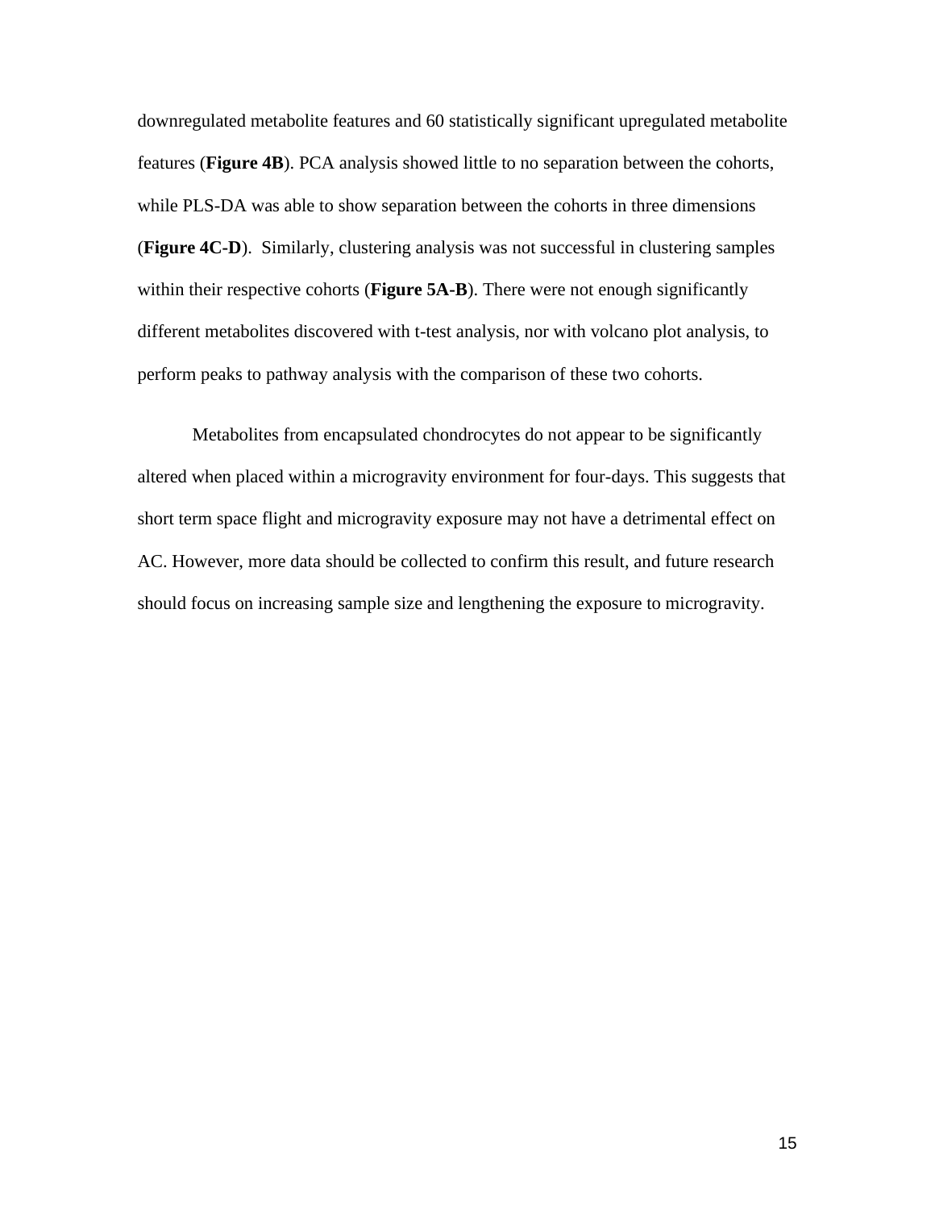downregulated metabolite features and 60 statistically significant upregulated metabolite features (**Figure 4B**). PCA analysis showed little to no separation between the cohorts, while PLS-DA was able to show separation between the cohorts in three dimensions (**Figure 4C-D**). Similarly, clustering analysis was not successful in clustering samples within their respective cohorts (**Figure 5A-B**). There were not enough significantly different metabolites discovered with t-test analysis, nor with volcano plot analysis, to perform peaks to pathway analysis with the comparison of these two cohorts.

Metabolites from encapsulated chondrocytes do not appear to be significantly altered when placed within a microgravity environment for four-days. This suggests that short term space flight and microgravity exposure may not have a detrimental effect on AC. However, more data should be collected to confirm this result, and future research should focus on increasing sample size and lengthening the exposure to microgravity.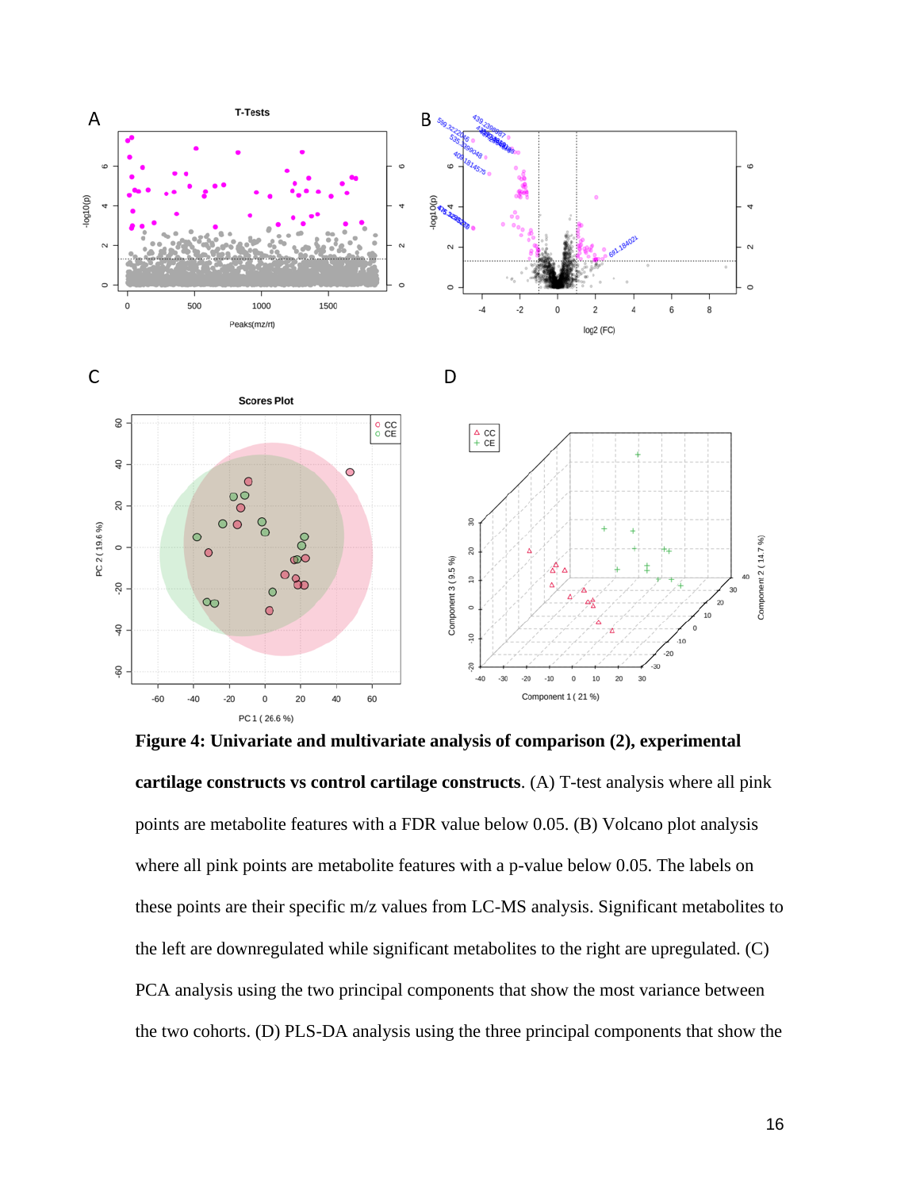**Figure 4: Univariate and multivariate analysis of comparison (2), experimental cartilage constructs vs control cartilage constructs**. (A) T-test analysis where all pink points are metabolite features with a FDR value below 0.05. (B) Volcano plot analysis where all pink points are metabolite features with a p-value below 0.05. The labels on these points are their specific m/z values from LC-MS analysis. Significant metabolites to the left are downregulated while significant metabolites to the right are upregulated. (C) PCA analysis using the two principal components that show the most variance between the two cohorts. (D) PLS-DA analysis using the three principal components that show the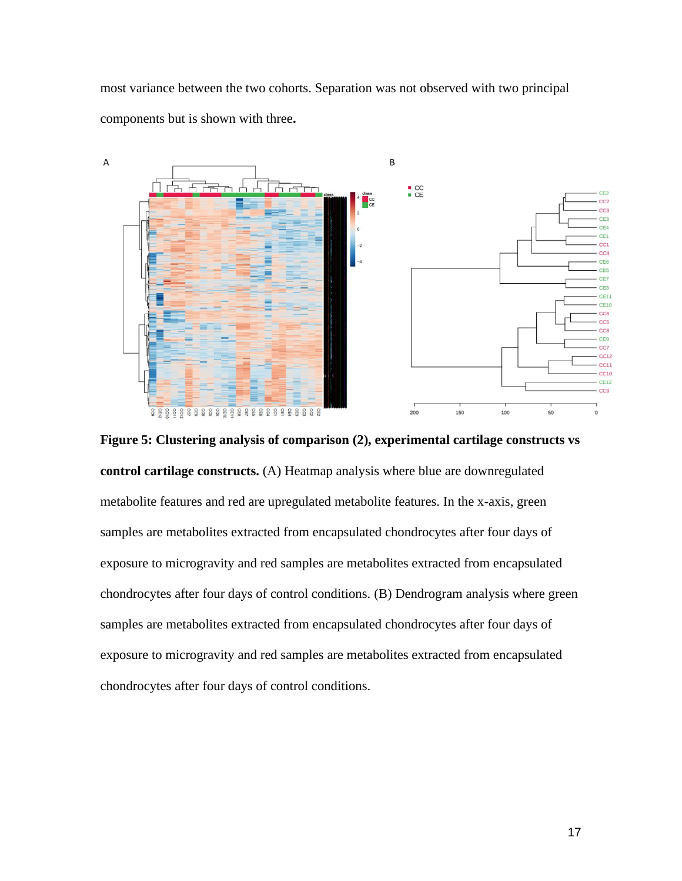most variance between the two cohorts. Separation was not observed with two principal components but is shown with three**.**

**Figure 5: Clustering analysis of comparison (2), experimental cartilage constructs vs control cartilage constructs.** (A) Heatmap analysis where blue are downregulated metabolite features and red are upregulated metabolite features. In the x-axis, green samples are metabolites extracted from encapsulated chondrocytes after four days of exposure to microgravity and red samples are metabolites extracted from encapsulated chondrocytes after four days of control conditions. (B) Dendrogram analysis where green samples are metabolites extracted from encapsulated chondrocytes after four days of exposure to microgravity and red samples are metabolites extracted from encapsulated chondrocytes after four days of control conditions.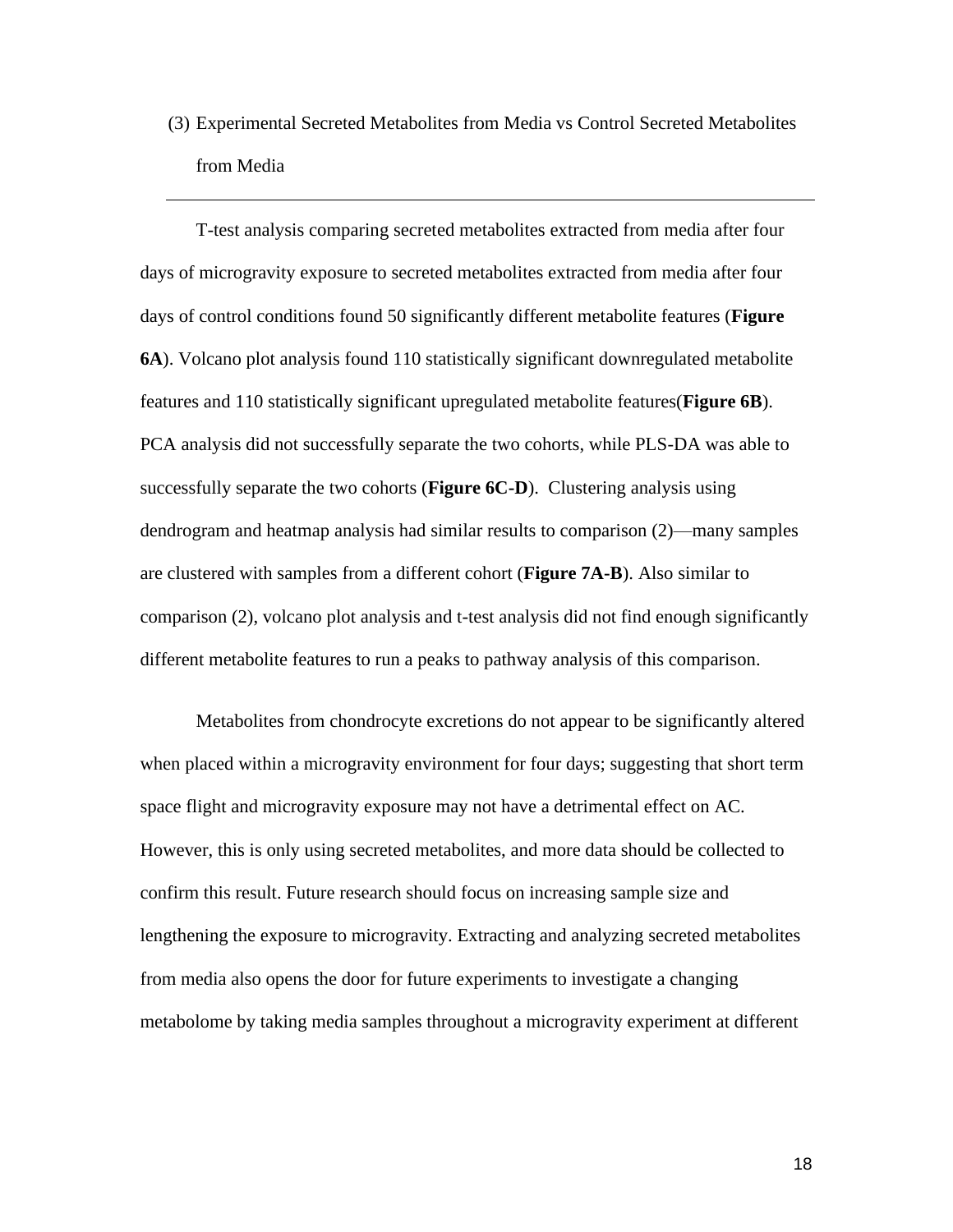(3) Experimental Secreted Metabolites from Media vs Control Secreted Metabolites from Media

---

T-test analysis comparing secreted metabolites extracted from media after four days of microgravity exposure to secreted metabolites extracted from media after four days of control conditions found 50 significantly different metabolite features (**Figure 6A**). Volcano plot analysis found 110 statistically significant downregulated metabolite features and 110 statistically significant upregulated metabolite features(**Figure 6B**). PCA analysis did not successfully separate the two cohorts, while PLS-DA was able to successfully separate the two cohorts (**Figure 6C-D**). Clustering analysis using dendrogram and heatmap analysis had similar results to comparison (2)—many samples are clustered with samples from a different cohort (**Figure 7A-B**). Also similar to comparison (2), volcano plot analysis and t-test analysis did not find enough significantly different metabolite features to run a peaks to pathway analysis of this comparison.

Metabolites from chondrocyte excretions do not appear to be significantly altered when placed within a microgravity environment for four days; suggesting that short term space flight and microgravity exposure may not have a detrimental effect on AC. However, this is only using secreted metabolites, and more data should be collected to confirm this result. Future research should focus on increasing sample size and lengthening the exposure to microgravity. Extracting and analyzing secreted metabolites from media also opens the door for future experiments to investigate a changing metabolome by taking media samples throughout a microgravity experiment at different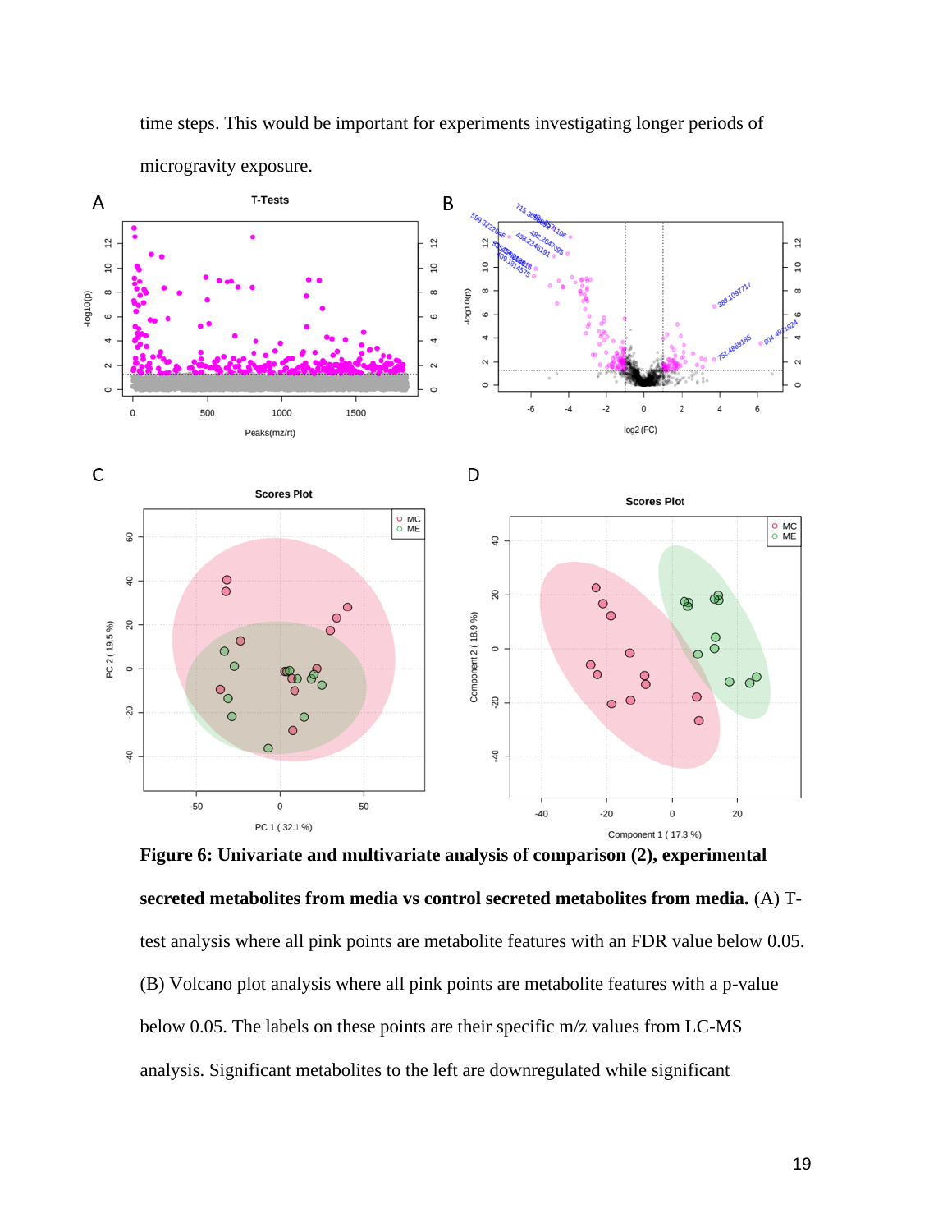time steps. This would be important for experiments investigating longer periods of microgravity exposure.

**Figure 6: Univariate and multivariate analysis of comparison (2), experimental secreted metabolites from media vs control secreted metabolites from media.** (A) T-test analysis where all pink points are metabolite features with an FDR value below 0.05. (B) Volcano plot analysis where all pink points are metabolite features with a p-value below 0.05. The labels on these points are their specific m/z values from LC-MS analysis. Significant metabolites to the left are downregulated while significant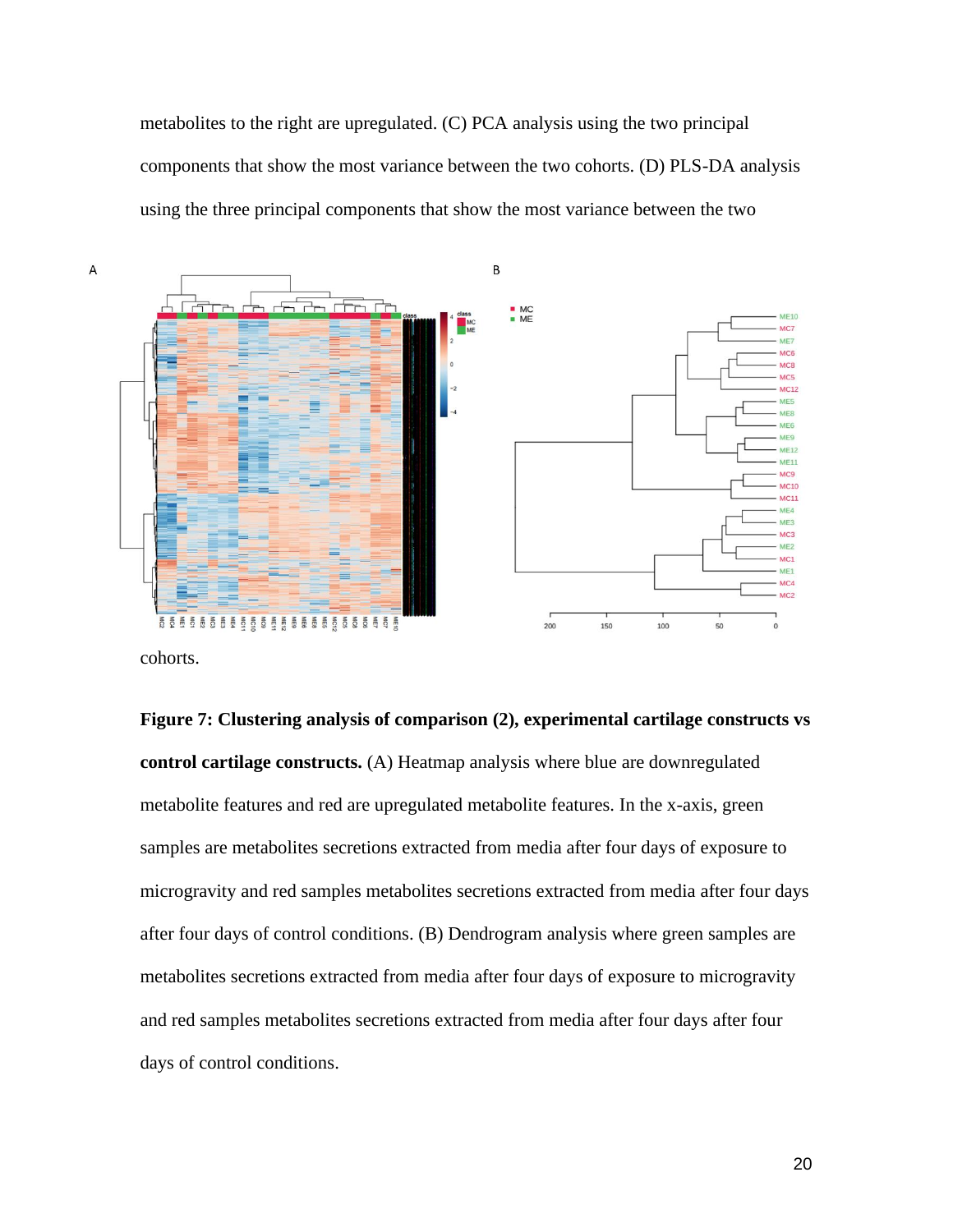metabolites to the right are upregulated. (C) PCA analysis using the two principal components that show the most variance between the two cohorts. (D) PLS-DA analysis using the three principal components that show the most variance between the two cohorts.

**Figure 7: Clustering analysis of comparison (2), experimental cartilage constructs vs control cartilage constructs.** (A) Heatmap analysis where blue are downregulated metabolite features and red are upregulated metabolite features. In the x-axis, green samples are metabolites secretions extracted from media after four days of exposure to microgravity and red samples metabolites secretions extracted from media after four days after four days of control conditions. (B) Dendrogram analysis where green samples are metabolites secretions extracted from media after four days of exposure to microgravity and red samples metabolites secretions extracted from media after four days after four days of control conditions.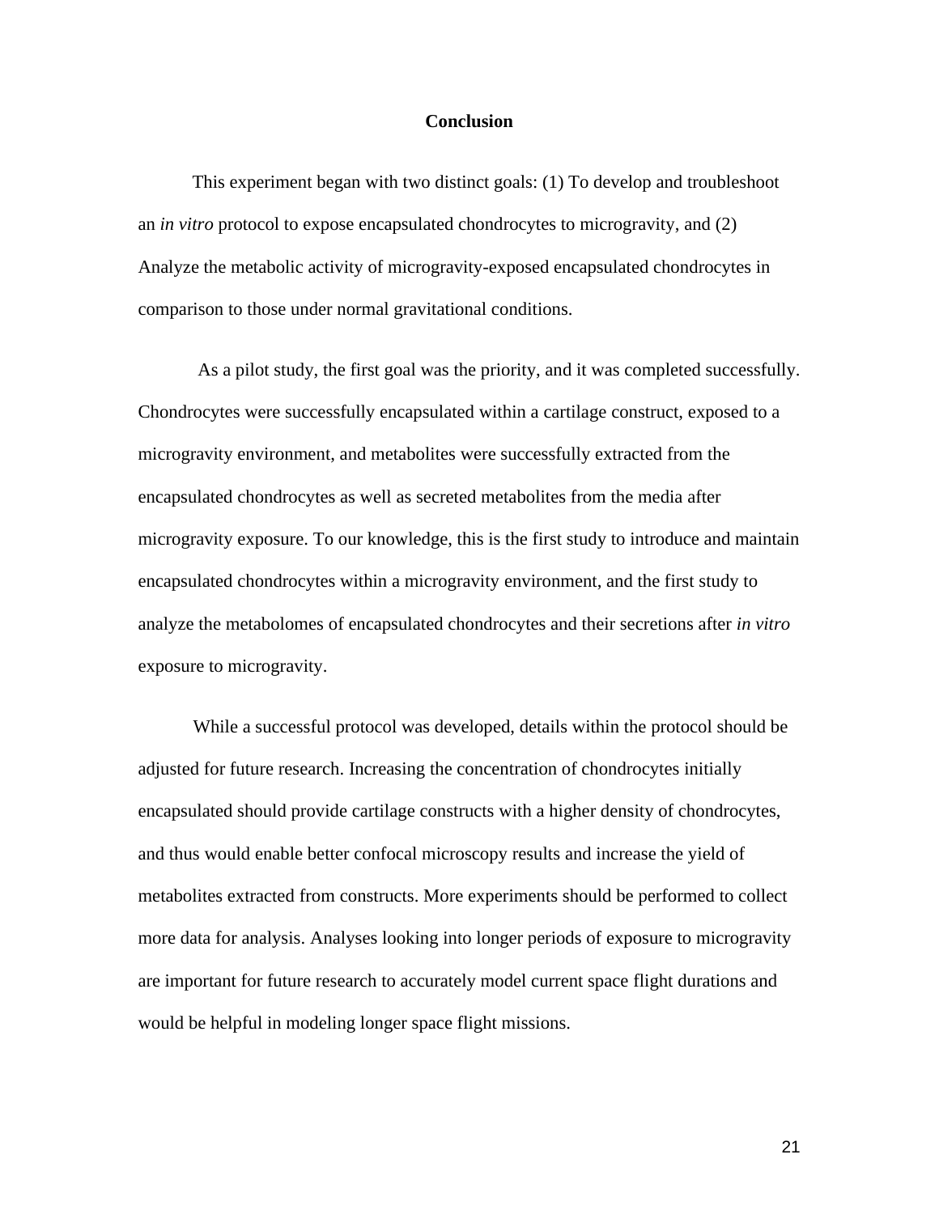## Conclusion

This experiment began with two distinct goals: (1) To develop and troubleshoot an *in vitro* protocol to expose encapsulated chondrocytes to microgravity, and (2) Analyze the metabolic activity of microgravity-exposed encapsulated chondrocytes in comparison to those under normal gravitational conditions.

As a pilot study, the first goal was the priority, and it was completed successfully. Chondrocytes were successfully encapsulated within a cartilage construct, exposed to a microgravity environment, and metabolites were successfully extracted from the encapsulated chondrocytes as well as secreted metabolites from the media after microgravity exposure. To our knowledge, this is the first study to introduce and maintain encapsulated chondrocytes within a microgravity environment, and the first study to analyze the metabolomes of encapsulated chondrocytes and their secretions after *in vitro* exposure to microgravity.

While a successful protocol was developed, details within the protocol should be adjusted for future research. Increasing the concentration of chondrocytes initially encapsulated should provide cartilage constructs with a higher density of chondrocytes, and thus would enable better confocal microscopy results and increase the yield of metabolites extracted from constructs. More experiments should be performed to collect more data for analysis. Analyses looking into longer periods of exposure to microgravity are important for future research to accurately model current space flight durations and would be helpful in modeling longer space flight missions.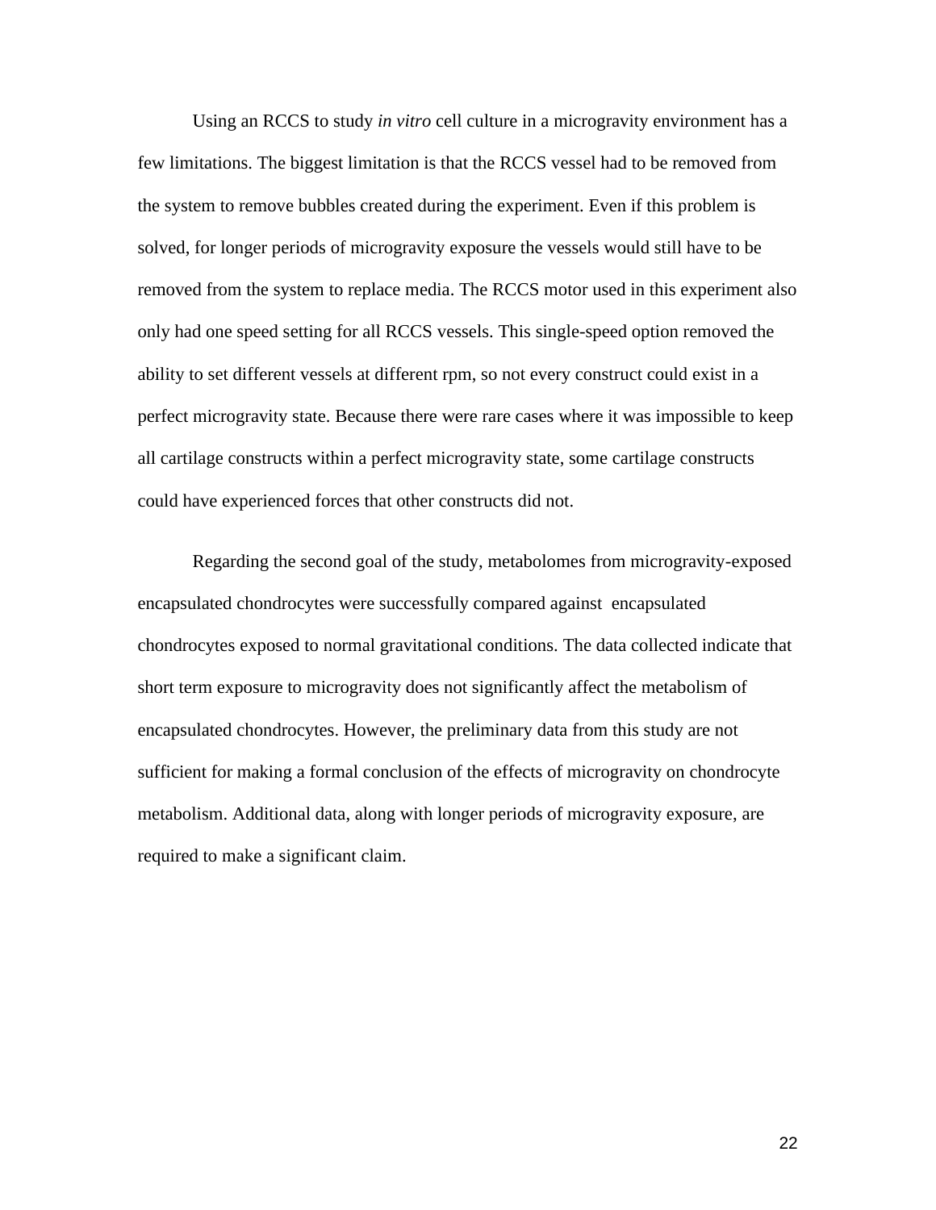Using an RCCS to study *in vitro* cell culture in a microgravity environment has a few limitations. The biggest limitation is that the RCCS vessel had to be removed from the system to remove bubbles created during the experiment. Even if this problem is solved, for longer periods of microgravity exposure the vessels would still have to be removed from the system to replace media. The RCCS motor used in this experiment also only had one speed setting for all RCCS vessels. This single-speed option removed the ability to set different vessels at different rpm, so not every construct could exist in a perfect microgravity state. Because there were rare cases where it was impossible to keep all cartilage constructs within a perfect microgravity state, some cartilage constructs could have experienced forces that other constructs did not.

Regarding the second goal of the study, metabolomes from microgravity-exposed encapsulated chondrocytes were successfully compared against encapsulated chondrocytes exposed to normal gravitational conditions. The data collected indicate that short term exposure to microgravity does not significantly affect the metabolism of encapsulated chondrocytes. However, the preliminary data from this study are not sufficient for making a formal conclusion of the effects of microgravity on chondrocyte metabolism. Additional data, along with longer periods of microgravity exposure, are required to make a significant claim.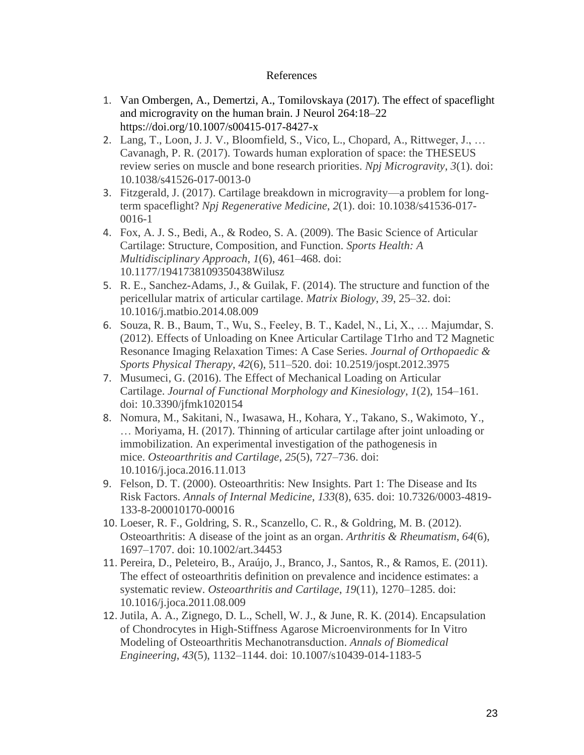# References

1. Van Ombergen, A., Demertzi, A., Tomilovskaya (2017). The effect of spaceflight and microgravity on the human brain. J Neurol 264:18–22 https://doi.org/10.1007/s00415-017-8427-x
2. Lang, T., Loon, J. J. V., Bloomfield, S., Vico, L., Chopard, A., Rittweger, J., … Cavanagh, P. R. (2017). Towards human exploration of space: the THESEUS review series on muscle and bone research priorities. *Npj Microgravity*, *3*(1). doi: 10.1038/s41526-017-0013-0
3. Fitzgerald, J. (2017). Cartilage breakdown in microgravity—a problem for long-term spaceflight? *Npj Regenerative Medicine*, *2*(1). doi: 10.1038/s41536-017-0016-1
4. Fox, A. J. S., Bedi, A., & Rodeo, S. A. (2009). The Basic Science of Articular Cartilage: Structure, Composition, and Function. *Sports Health: A Multidisciplinary Approach*, *1*(6), 461–468. doi: 10.1177/1941738109350438Wilusz
5. R. E., Sanchez-Adams, J., & Guilak, F. (2014). The structure and function of the pericellular matrix of articular cartilage. *Matrix Biology*, *39*, 25–32. doi: 10.1016/j.matbio.2014.08.009
6. Souza, R. B., Baum, T., Wu, S., Feeley, B. T., Kadel, N., Li, X., … Majumdar, S. (2012). Effects of Unloading on Knee Articular Cartilage T1rho and T2 Magnetic Resonance Imaging Relaxation Times: A Case Series. *Journal of Orthopaedic & Sports Physical Therapy*, *42*(6), 511–520. doi: 10.2519/jospt.2012.3975
7. Musumeci, G. (2016). The Effect of Mechanical Loading on Articular Cartilage. *Journal of Functional Morphology and Kinesiology*, *1*(2), 154–161. doi: 10.3390/jfmk1020154
8. Nomura, M., Sakitani, N., Iwasawa, H., Kohara, Y., Takano, S., Wakimoto, Y., … Moriyama, H. (2017). Thinning of articular cartilage after joint unloading or immobilization. An experimental investigation of the pathogenesis in mice. *Osteoarthritis and Cartilage*, *25*(5), 727–736. doi: 10.1016/j.joca.2016.11.013
9. Felson, D. T. (2000). Osteoarthritis: New Insights. Part 1: The Disease and Its Risk Factors. *Annals of Internal Medicine*, *133*(8), 635. doi: 10.7326/0003-4819-133-8-200010170-00016
10. Loeser, R. F., Goldring, S. R., Scanzello, C. R., & Goldring, M. B. (2012). Osteoarthritis: A disease of the joint as an organ. *Arthritis & Rheumatism*, *64*(6), 1697–1707. doi: 10.1002/art.34453
11. Pereira, D., Peleteiro, B., Araújo, J., Branco, J., Santos, R., & Ramos, E. (2011). The effect of osteoarthritis definition on prevalence and incidence estimates: a systematic review. *Osteoarthritis and Cartilage*, *19*(11), 1270–1285. doi: 10.1016/j.joca.2011.08.009
12. Jutila, A. A., Zignego, D. L., Schell, W. J., & June, R. K. (2014). Encapsulation of Chondrocytes in High-Stiffness Agarose Microenvironments for In Vitro Modeling of Osteoarthritis Mechanotransduction. *Annals of Biomedical Engineering*, *43*(5), 1132–1144. doi: 10.1007/s10439-014-1183-5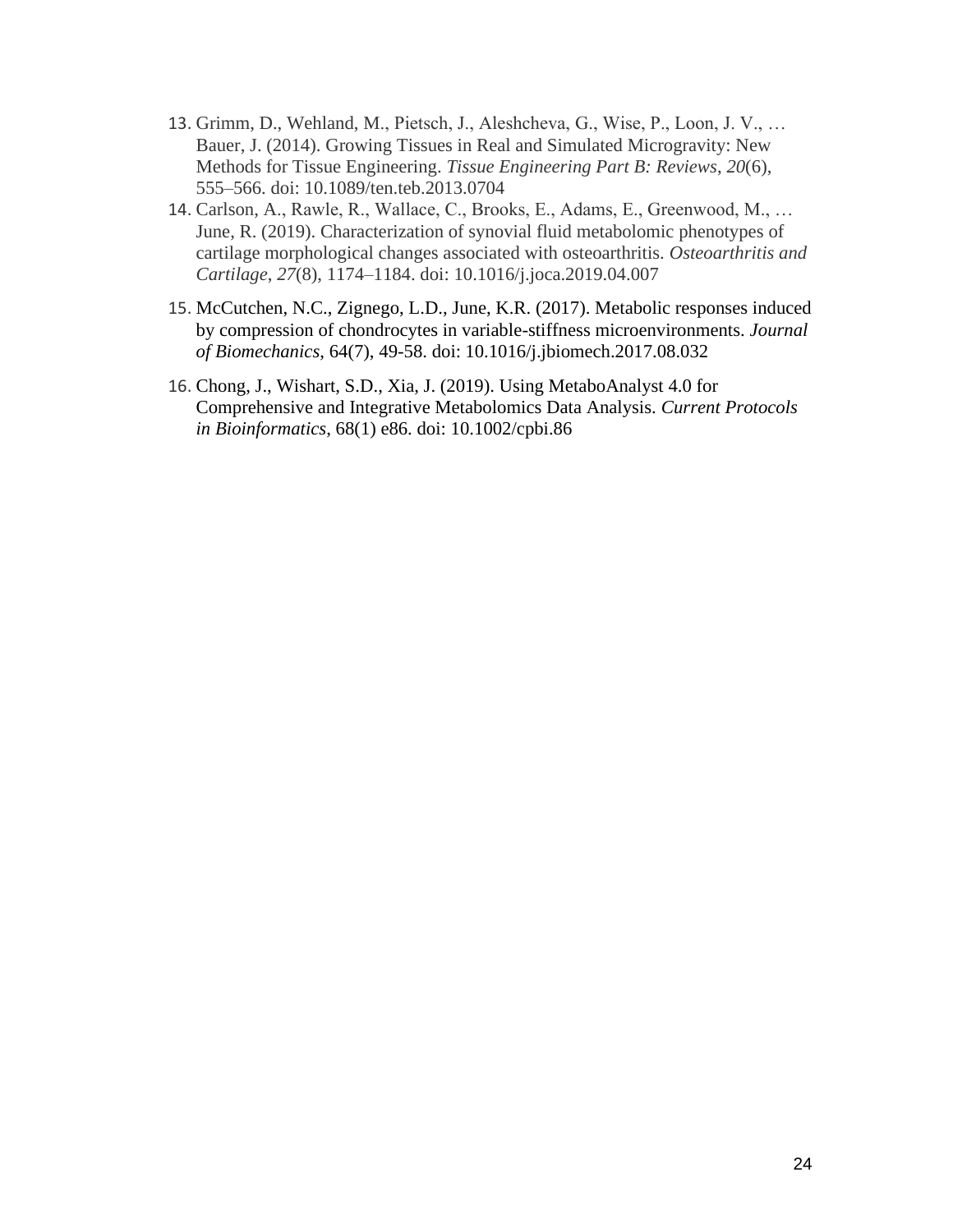13. Grimm, D., Wehland, M., Pietsch, J., Aleshcheva, G., Wise, P., Loon, J. V., … Bauer, J. (2014). Growing Tissues in Real and Simulated Microgravity: New Methods for Tissue Engineering. *Tissue Engineering Part B: Reviews*, *20*(6), 555–566. doi: 10.1089/ten.teb.2013.0704
14. Carlson, A., Rawle, R., Wallace, C., Brooks, E., Adams, E., Greenwood, M., … June, R. (2019). Characterization of synovial fluid metabolomic phenotypes of cartilage morphological changes associated with osteoarthritis. *Osteoarthritis and Cartilage*, *27*(8), 1174–1184. doi: 10.1016/j.joca.2019.04.007
15. McCutchen, N.C., Zignego, L.D., June, K.R. (2017). Metabolic responses induced by compression of chondrocytes in variable-stiffness microenvironments. *Journal of Biomechanics*, 64(7), 49-58. doi: 10.1016/j.jbiomech.2017.08.032
16. Chong, J., Wishart, S.D., Xia, J. (2019). Using MetaboAnalyst 4.0 for Comprehensive and Integrative Metabolomics Data Analysis. *Current Protocols in Bioinformatics*, 68(1) e86. doi: 10.1002/cpbi.86